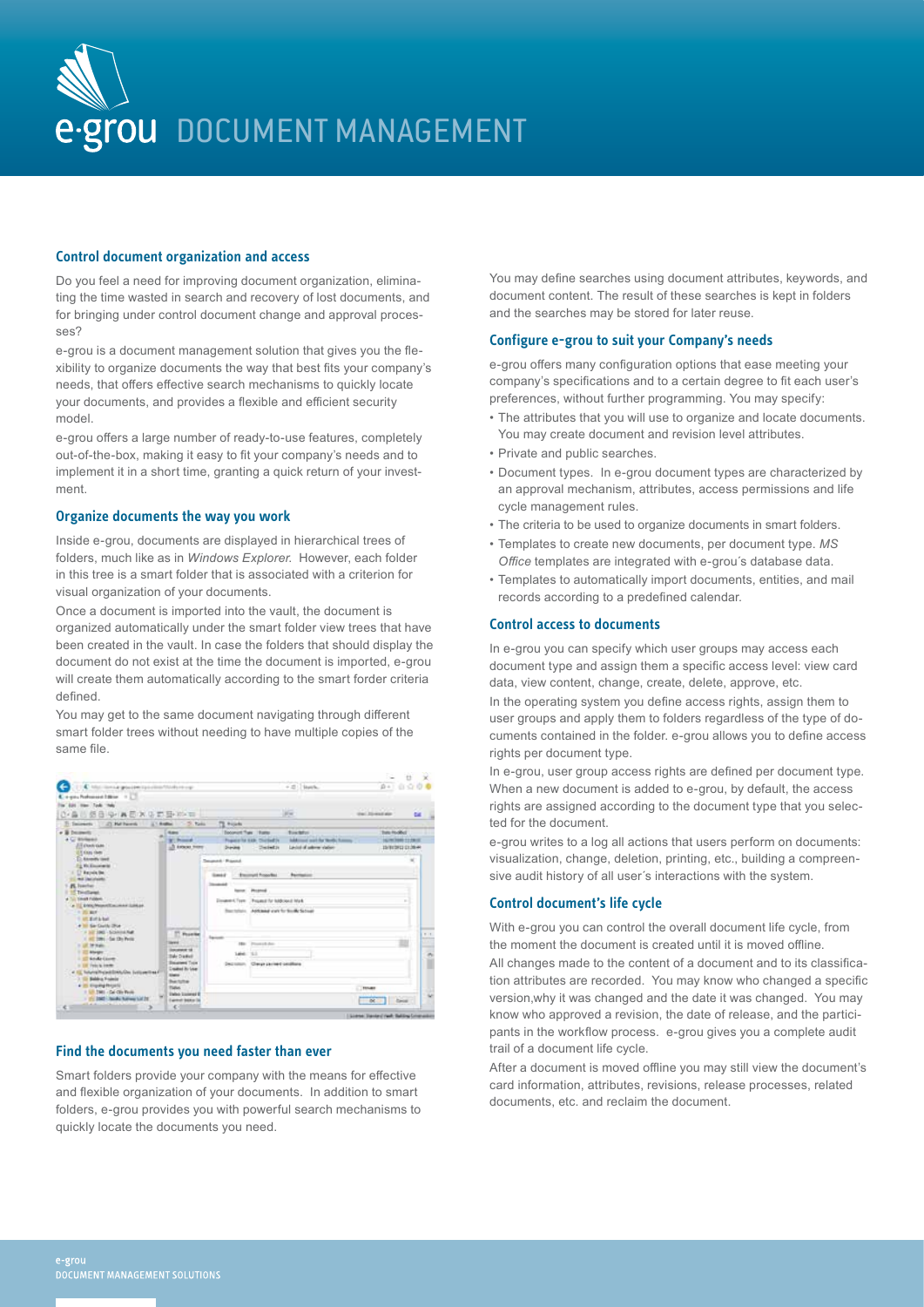# e·grou DOCUMENT MANAGEMENT

## Control document organization and access

Do you feel a need for improving document organization, eliminating the time wasted in search and recovery of lost documents, and for bringing under control document change and approval processes?

e-grou is a document management solution that gives you the flexibility to organize documents the way that best fits your company's needs, that offers effective search mechanisms to quickly locate your documents, and provides a flexible and efficient security model.

e-grou offers a large number of ready-to-use features, completely out-of-the-box, making it easy to fit your company's needs and to implement it in a short time, granting a quick return of your investment.

## Organize documents the way you work

Inside e-grou, documents are displayed in hierarchical trees of folders, much like as in *Windows Explorer*. However, each folder in this tree is a smart folder that is associated with a criterion for visual organization of your documents.

Once a document is imported into the vault, the document is organized automatically under the smart folder view trees that have been created in the vault. In case the folders that should display the document do not exist at the time the document is imported, e-grou will create them automatically according to the smart forder criteria defined.

You may get to the same document navigating through different smart folder trees without needing to have multiple copies of the same file.

## Find the documents you need faster than ever

Smart folders provide your company with the means for effective and flexible organization of your documents. In addition to smart folders, e-grou provides you with powerful search mechanisms to quickly locate the documents you need.

You may define searches using document attributes, keywords, and document content. The result of these searches is kept in folders and the searches may be stored for later reuse.

## Configure e-grou to suit your Company's needs

e-grou offers many configuration options that ease meeting your company's specifications and to a certain degree to fit each user's preferences, without further programming. You may specify:

- The attributes that you will use to organize and locate documents. You may create document and revision level attributes.
- Private and public searches.
- Document types. In e-grou document types are characterized by an approval mechanism, attributes, access permissions and life cycle management rules.
- The criteria to be used to organize documents in smart folders.
- Templates to create new documents, per document type. *MS Office* templates are integrated with e-grou's database data.
- Templates to automatically import documents, entities, and mail records according to a predefined calendar.

## Control access to documents

In e-grou you can specify which user groups may access each document type and assign them a specific access level: view card data, view content, change, create, delete, approve, etc.

In the operating system you define access rights, assign them to user groups and apply them to folders regardless of the type of documents contained in the folder. e-grou allows you to define access rights per document type.

In e-grou, user group access rights are defined per document type. When a new document is added to e-grou, by default, the access rights are assigned according to the document type that you selected for the document.

e-grou writes to a log all actions that users perform on documents: visualization, change, deletion, printing, etc., building a compreensive audit history of all user´s interactions with the system.

## Control document's life cycle

With e-grou you can control the overall document life cycle, from the moment the document is created until it is moved offline.

All changes made to the content of a document and to its classification attributes are recorded. You may know who changed a specific version,why it was changed and the date it was changed. You may know who approved a revision, the date of release, and the participants in the workflow process. e-grou gives you a complete audit trail of a document life cycle.

After a document is moved offline you may still view the document's card information, attributes, revisions, release processes, related documents, etc. and reclaim the document.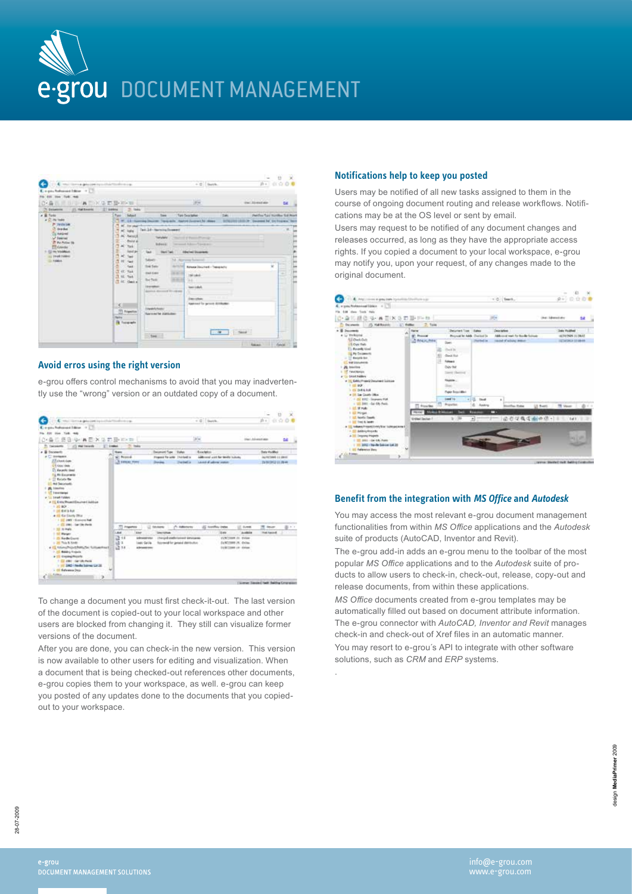# e·grou DOCUMENT MANAGEMENT

## Avoid erros using the right version

e-grou offers control mechanisms to avoid that you may inadvertently use the "wrong" version or an outdated copy of a document.

To change a document you must first check-it-out. The last version of the document is copied-out to your local workspace and other users are blocked from changing it. They still can visualize former versions of the document.

After you are done, you can check-in the new version. This version is now available to other users for editing and visualization. When a document that is being checked-out references other documents, e-grou copies them to your workspace, as well. e-grou can keep you posted of any updates done to the documents that you copied-out to your workspace.

## Notifications help to keep you posted

Users may be notified of all new tasks assigned to them in the course of ongoing document routing and release workflows. Notifications may be at the OS level or sent by email.

Users may request to be notified of any document changes and releases occurred, as long as they have the appropriate access rights. If you copied a document to your local workspace, e-grou may notify you, upon your request, of any changes made to the original document.

## Benefit from the integration with *MS Office* and *Autodesk*

You may access the most relevant e-grou document management functionalities from within *MS Office* applications and the *Autodesk* suite of products (AutoCAD, Inventor and Revit).

The e-grou add-in adds an e-grou menu to the toolbar of the most popular *MS Office* applications and to the *Autodesk* suite of products to allow users to check-in, check-out, release, copy-out and release documents, from within these applications.

*MS Office* documents created from e-grou templates may be automatically filled out based on document attribute information. The e-grou connector with *AutoCAD, Inventor and Revit* manages check-in and check-out of Xref files in an automatic manner.

You may resort to e-grou´s API to integrate with other software solutions, such as *CRM* and *ERP* systems.

.

28-07-2009

design **MediaPrimer** 2009

e-grou
DOCUMENT MANAGEMENT SOLUTIONS

info@e-grou.com
www.e-grou.com